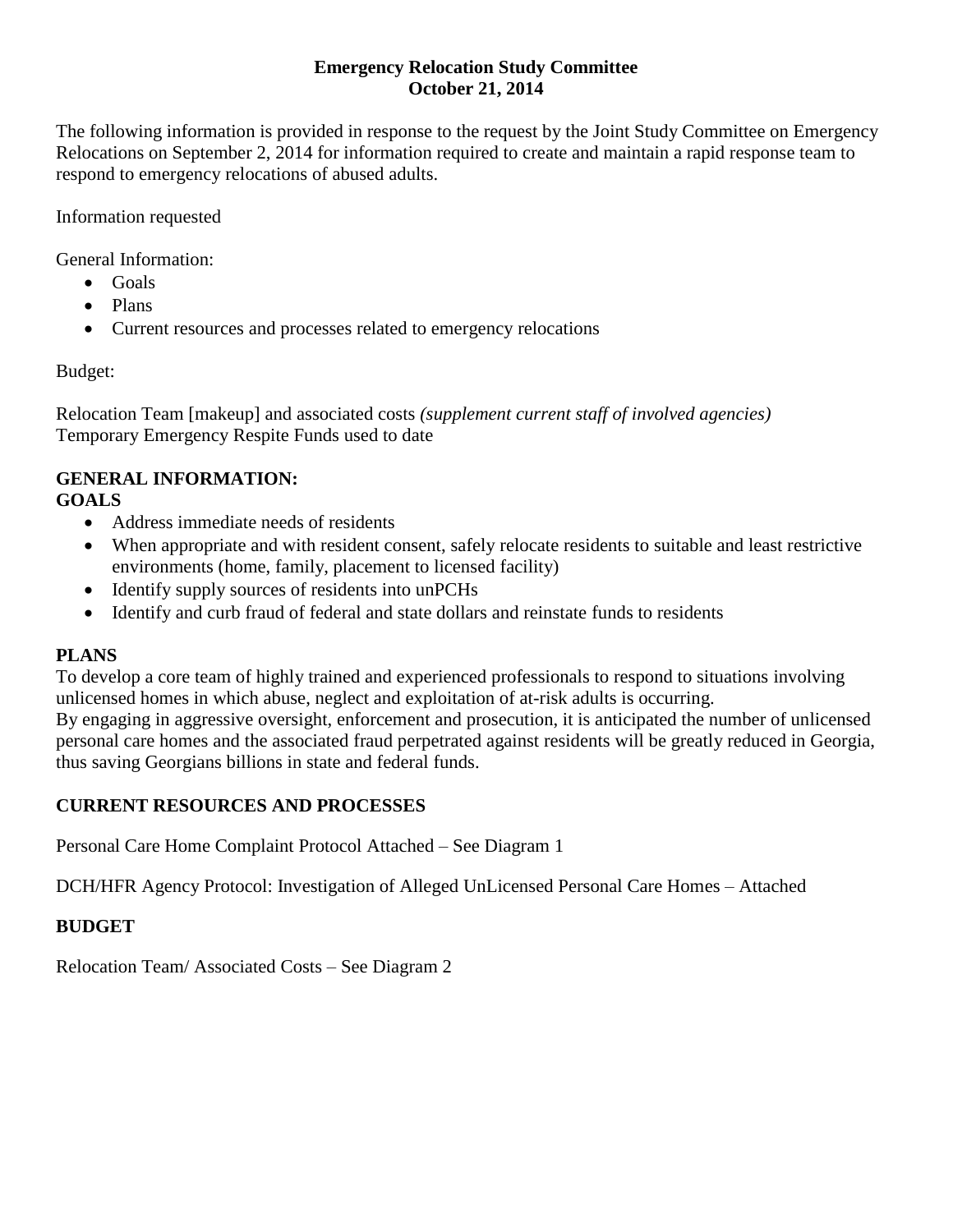**Emergency Relocation Study Committee**
**October 21, 2014**

The following information is provided in response to the request by the Joint Study Committee on Emergency Relocations on September 2, 2014 for information required to create and maintain a rapid response team to respond to emergency relocations of abused adults.

Information requested

General Information:

- Goals
- Plans
- Current resources and processes related to emergency relocations

Budget:

Relocation Team [makeup] and associated costs *(supplement current staff of involved agencies)*
Temporary Emergency Respite Funds used to date

## GENERAL INFORMATION:

### GOALS

- Address immediate needs of residents
- When appropriate and with resident consent, safely relocate residents to suitable and least restrictive environments (home, family, placement to licensed facility)
- Identify supply sources of residents into unPCHs
- Identify and curb fraud of federal and state dollars and reinstate funds to residents

### PLANS

To develop a core team of highly trained and experienced professionals to respond to situations involving unlicensed homes in which abuse, neglect and exploitation of at-risk adults is occurring.
By engaging in aggressive oversight, enforcement and prosecution, it is anticipated the number of unlicensed personal care homes and the associated fraud perpetrated against residents will be greatly reduced in Georgia, thus saving Georgians billions in state and federal funds.

### CURRENT RESOURCES AND PROCESSES

Personal Care Home Complaint Protocol Attached – See Diagram 1

DCH/HFR Agency Protocol: Investigation of Alleged UnLicensed Personal Care Homes – Attached

### BUDGET

Relocation Team/ Associated Costs – See Diagram 2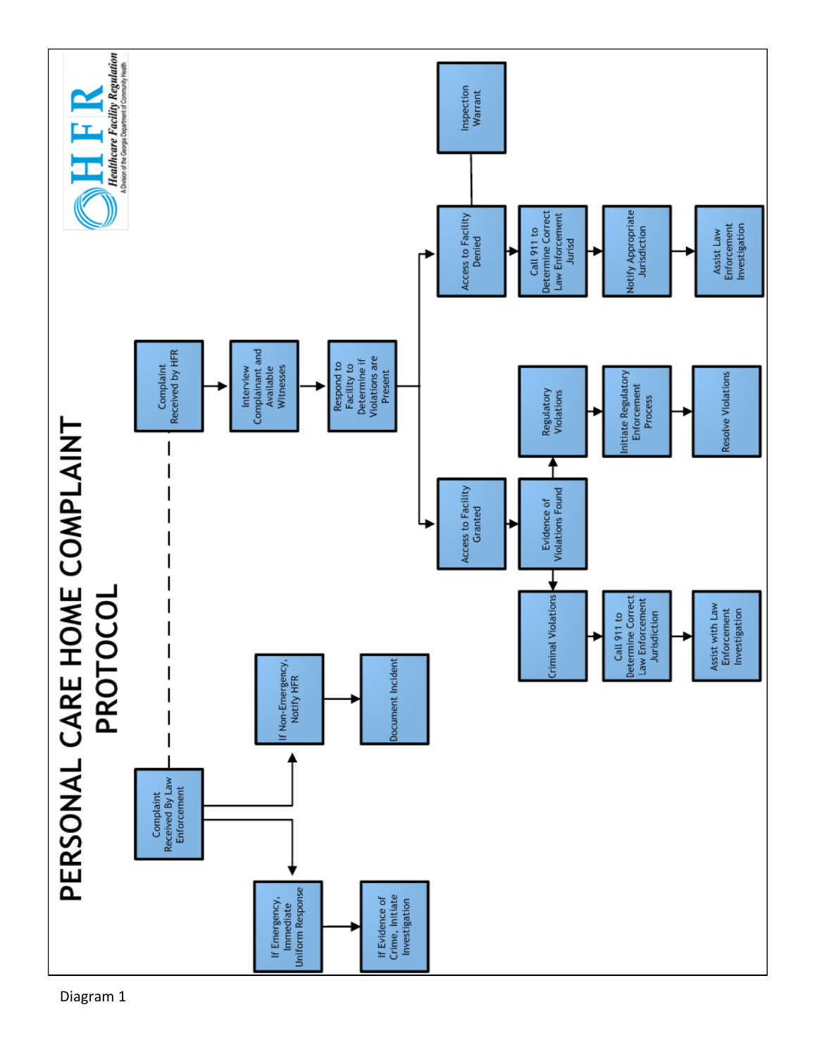# PERSONAL CARE HOME COMPLAINT PROTOCOL

HFR Healthcare Facility Regulation
A Division of the Georgia Department of Community Health

- Complaint Received by HFR
  - Interview Complainant and Available Witnesses
    - Respond to Facility to Determine if Violations are Present
      - Access to Facility Granted
        - Evidence of Violations Found
          - Regulatory Violations
            - Initiate Regulatory Enforcement Process
              - Resolve Violations
          - Criminal Violations
            - Call 911 to Determine Correct Law Enforcement Jurisdiction
              - Assist with Law Enforcement Investigation
      - Access to Facility Denied
        - Inspection Warrant
        - Call 911 to Determine Correct Law Enforcement Jurisd
          - Notify Appropriate Jurisdiction
            - Assist Law Enforcement Investigation
- Complaint Received By Law Enforcement
  - If Non-Emergency, Notify HFR
    - Document Incident
  - If Emergency, Immediate Uniform Response
    - If Evidence of Crime, Initiate Investigation

Diagram 1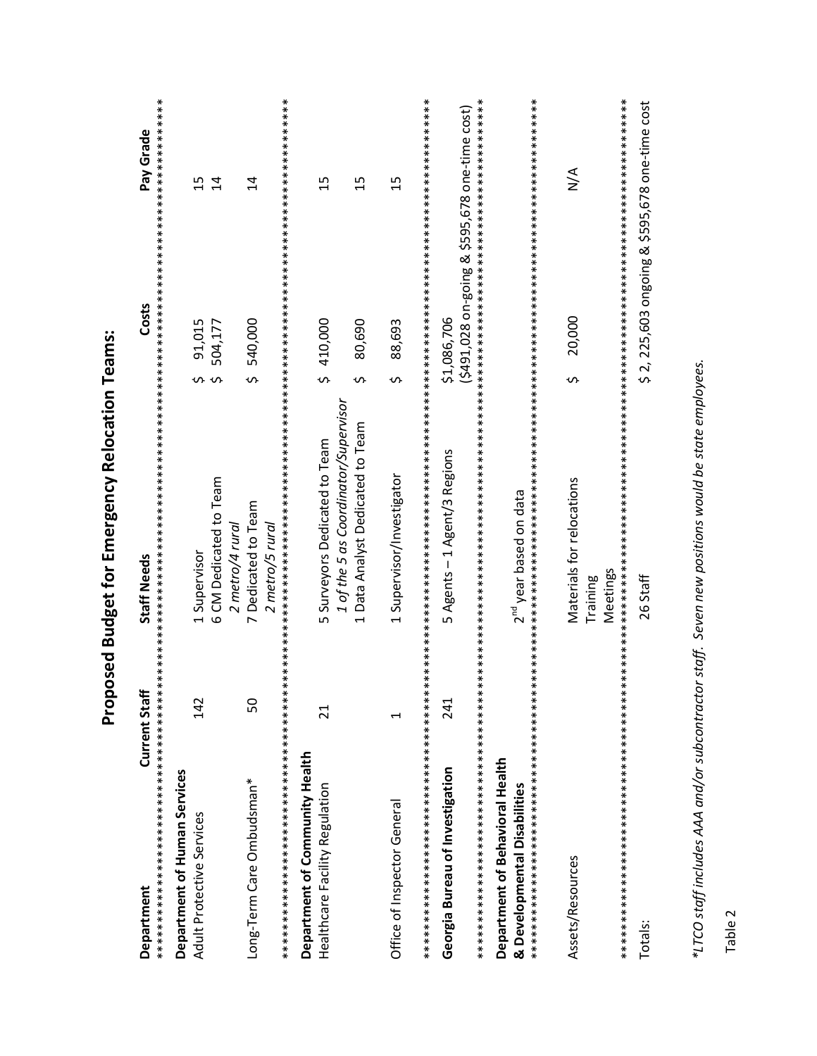# Proposed Budget for Emergency Relocation Teams:

| Department | Current Staff | Staff Needs | Costs | Pay Grade |
|---|---|---|---|---|
| **Department of Human Services** | | | | |
| Adult Protective Services | 142 | 1 Supervisor | $ 91,015 | 15 |
| | | 6 CM Dedicated to Team<br>*2 metro/4 rural* | $ 504,177 | 14 |
| Long-Term Care Ombudsman* | 50 | 7 Dedicated to Team<br>*2 metro/5 rural* | $ 540,000 | 14 |
| **Department of Community Health** | | | | |
| Healthcare Facility Regulation | 21 | 5 Surveyors Dedicated to Team<br>*1 of the 5 as Coordinator/Supervisor* | $ 410,000 | 15 |
| | | 1 Data Analyst Dedicated to Team | $ 80,690 | 15 |
| Office of Inspector General | 1 | 1 Supervisor/Investigator | $ 88,693 | 15 |
| **Georgia Bureau of Investigation** | 241 | 5 Agents – 1 Agent/3 Regions | $1,086,706<br>($491,028 on-going & $595,678 one-time cost) | |
| **Department of Behavioral Health & Developmental Disabilities** | | 2nd year based on data | | |
| Assets/Resources | | Materials for relocations<br>Training<br>Meetings | $ 20,000 | N/A |
| Totals: | | 26 Staff | $ 2, 225,603 ongoing & $595,678 one-time cost | |

*\*LTCO staff includes AAA and/or subcontractor staff. Seven new positions would be state employees.*

Table 2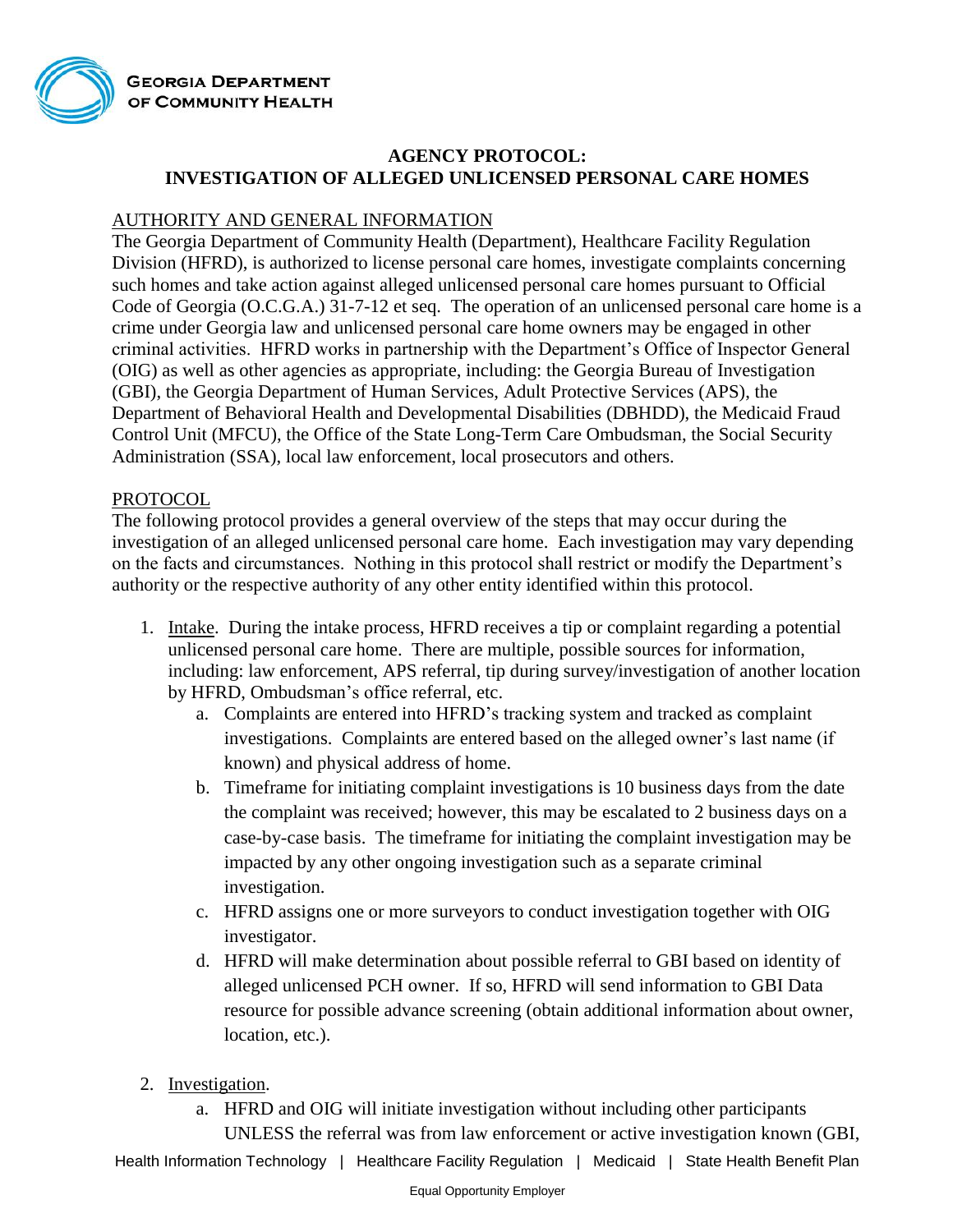**GEORGIA DEPARTMENT OF COMMUNITY HEALTH**

## AGENCY PROTOCOL: INVESTIGATION OF ALLEGED UNLICENSED PERSONAL CARE HOMES

### AUTHORITY AND GENERAL INFORMATION

The Georgia Department of Community Health (Department), Healthcare Facility Regulation Division (HFRD), is authorized to license personal care homes, investigate complaints concerning such homes and take action against alleged unlicensed personal care homes pursuant to Official Code of Georgia (O.C.G.A.) 31-7-12 et seq. The operation of an unlicensed personal care home is a crime under Georgia law and unlicensed personal care home owners may be engaged in other criminal activities. HFRD works in partnership with the Department's Office of Inspector General (OIG) as well as other agencies as appropriate, including: the Georgia Bureau of Investigation (GBI), the Georgia Department of Human Services, Adult Protective Services (APS), the Department of Behavioral Health and Developmental Disabilities (DBHDD), the Medicaid Fraud Control Unit (MFCU), the Office of the State Long-Term Care Ombudsman, the Social Security Administration (SSA), local law enforcement, local prosecutors and others.

### PROTOCOL

The following protocol provides a general overview of the steps that may occur during the investigation of an alleged unlicensed personal care home. Each investigation may vary depending on the facts and circumstances. Nothing in this protocol shall restrict or modify the Department's authority or the respective authority of any other entity identified within this protocol.

1. Intake. During the intake process, HFRD receives a tip or complaint regarding a potential unlicensed personal care home. There are multiple, possible sources for information, including: law enforcement, APS referral, tip during survey/investigation of another location by HFRD, Ombudsman's office referral, etc.
   a. Complaints are entered into HFRD's tracking system and tracked as complaint investigations. Complaints are entered based on the alleged owner's last name (if known) and physical address of home.
   b. Timeframe for initiating complaint investigations is 10 business days from the date the complaint was received; however, this may be escalated to 2 business days on a case-by-case basis. The timeframe for initiating the complaint investigation may be impacted by any other ongoing investigation such as a separate criminal investigation.
   c. HFRD assigns one or more surveyors to conduct investigation together with OIG investigator.
   d. HFRD will make determination about possible referral to GBI based on identity of alleged unlicensed PCH owner. If so, HFRD will send information to GBI Data resource for possible advance screening (obtain additional information about owner, location, etc.).

2. Investigation.
   a. HFRD and OIG will initiate investigation without including other participants UNLESS the referral was from law enforcement or active investigation known (GBI,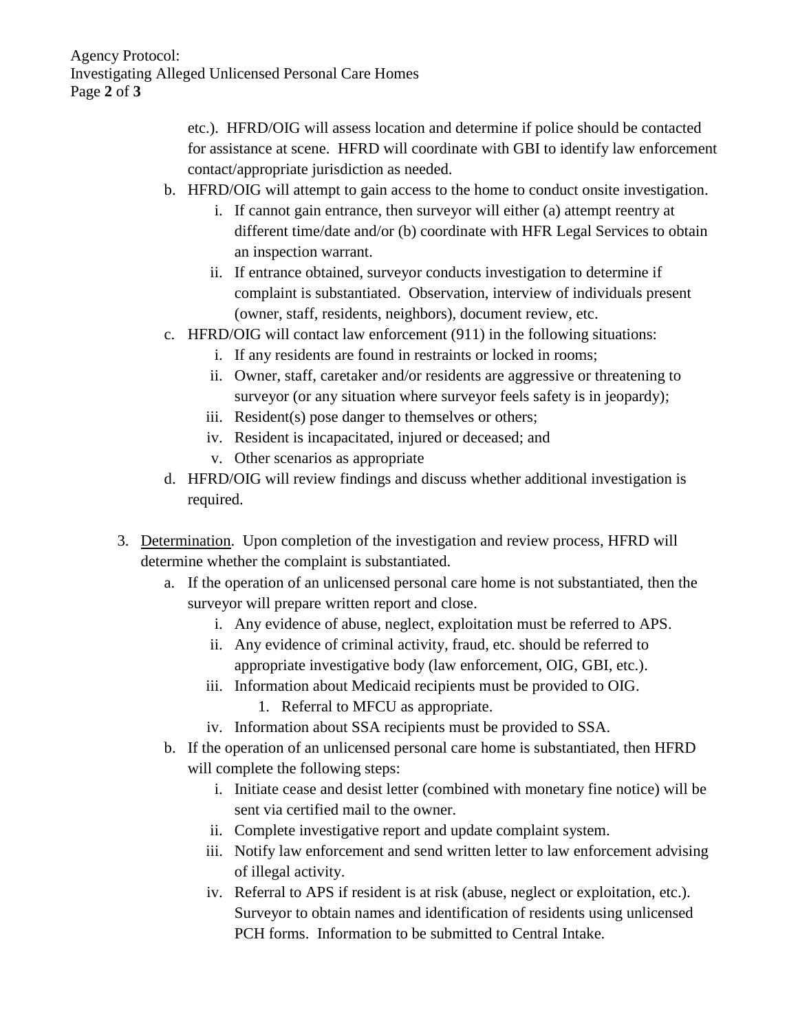etc.). HFRD/OIG will assess location and determine if police should be contacted for assistance at scene. HFRD will coordinate with GBI to identify law enforcement contact/appropriate jurisdiction as needed.

b. HFRD/OIG will attempt to gain access to the home to conduct onsite investigation.
    i. If cannot gain entrance, then surveyor will either (a) attempt reentry at different time/date and/or (b) coordinate with HFR Legal Services to obtain an inspection warrant.
    ii. If entrance obtained, surveyor conducts investigation to determine if complaint is substantiated. Observation, interview of individuals present (owner, staff, residents, neighbors), document review, etc.

c. HFRD/OIG will contact law enforcement (911) in the following situations:
    i. If any residents are found in restraints or locked in rooms;
    ii. Owner, staff, caretaker and/or residents are aggressive or threatening to surveyor (or any situation where surveyor feels safety is in jeopardy);
    iii. Resident(s) pose danger to themselves or others;
    iv. Resident is incapacitated, injured or deceased; and
    v. Other scenarios as appropriate

d. HFRD/OIG will review findings and discuss whether additional investigation is required.

3. <u>Determination</u>. Upon completion of the investigation and review process, HFRD will determine whether the complaint is substantiated.
    a. If the operation of an unlicensed personal care home is not substantiated, then the surveyor will prepare written report and close.
        i. Any evidence of abuse, neglect, exploitation must be referred to APS.
        ii. Any evidence of criminal activity, fraud, etc. should be referred to appropriate investigative body (law enforcement, OIG, GBI, etc.).
        iii. Information about Medicaid recipients must be provided to OIG.
            1. Referral to MFCU as appropriate.
        iv. Information about SSA recipients must be provided to SSA.
    b. If the operation of an unlicensed personal care home is substantiated, then HFRD will complete the following steps:
        i. Initiate cease and desist letter (combined with monetary fine notice) will be sent via certified mail to the owner.
        ii. Complete investigative report and update complaint system.
        iii. Notify law enforcement and send written letter to law enforcement advising of illegal activity.
        iv. Referral to APS if resident is at risk (abuse, neglect or exploitation, etc.). Surveyor to obtain names and identification of residents using unlicensed PCH forms. Information to be submitted to Central Intake.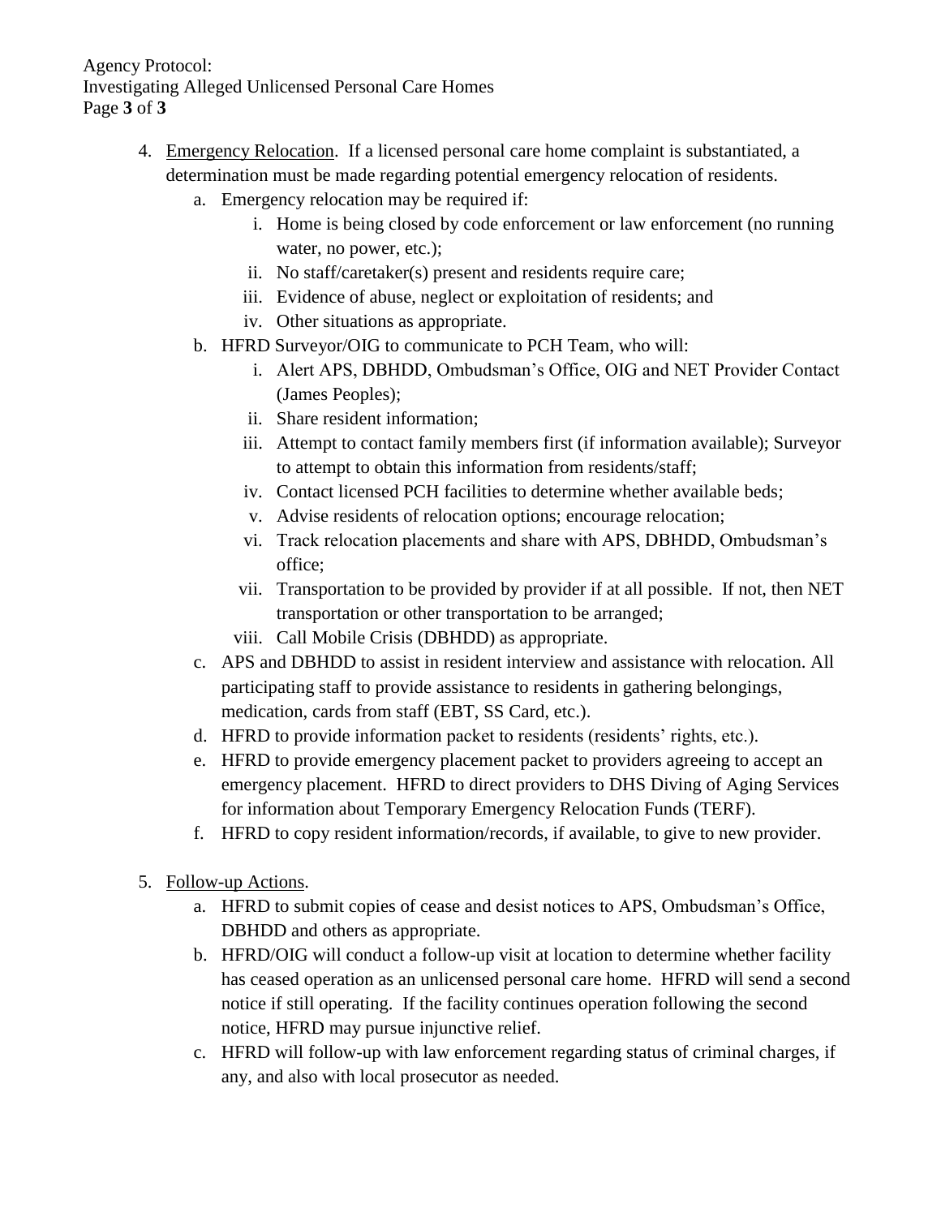4. <u>Emergency Relocation</u>. If a licensed personal care home complaint is substantiated, a determination must be made regarding potential emergency relocation of residents.
   a. Emergency relocation may be required if:
      i. Home is being closed by code enforcement or law enforcement (no running water, no power, etc.);
      ii. No staff/caretaker(s) present and residents require care;
      iii. Evidence of abuse, neglect or exploitation of residents; and
      iv. Other situations as appropriate.
   b. HFRD Surveyor/OIG to communicate to PCH Team, who will:
      i. Alert APS, DBHDD, Ombudsman's Office, OIG and NET Provider Contact (James Peoples);
      ii. Share resident information;
      iii. Attempt to contact family members first (if information available); Surveyor to attempt to obtain this information from residents/staff;
      iv. Contact licensed PCH facilities to determine whether available beds;
      v. Advise residents of relocation options; encourage relocation;
      vi. Track relocation placements and share with APS, DBHDD, Ombudsman's office;
      vii. Transportation to be provided by provider if at all possible. If not, then NET transportation or other transportation to be arranged;
      viii. Call Mobile Crisis (DBHDD) as appropriate.
   c. APS and DBHDD to assist in resident interview and assistance with relocation. All participating staff to provide assistance to residents in gathering belongings, medication, cards from staff (EBT, SS Card, etc.).
   d. HFRD to provide information packet to residents (residents' rights, etc.).
   e. HFRD to provide emergency placement packet to providers agreeing to accept an emergency placement. HFRD to direct providers to DHS Diving of Aging Services for information about Temporary Emergency Relocation Funds (TERF).
   f. HFRD to copy resident information/records, if available, to give to new provider.

5. <u>Follow-up Actions</u>.
   a. HFRD to submit copies of cease and desist notices to APS, Ombudsman's Office, DBHDD and others as appropriate.
   b. HFRD/OIG will conduct a follow-up visit at location to determine whether facility has ceased operation as an unlicensed personal care home. HFRD will send a second notice if still operating. If the facility continues operation following the second notice, HFRD may pursue injunctive relief.
   c. HFRD will follow-up with law enforcement regarding status of criminal charges, if any, and also with local prosecutor as needed.